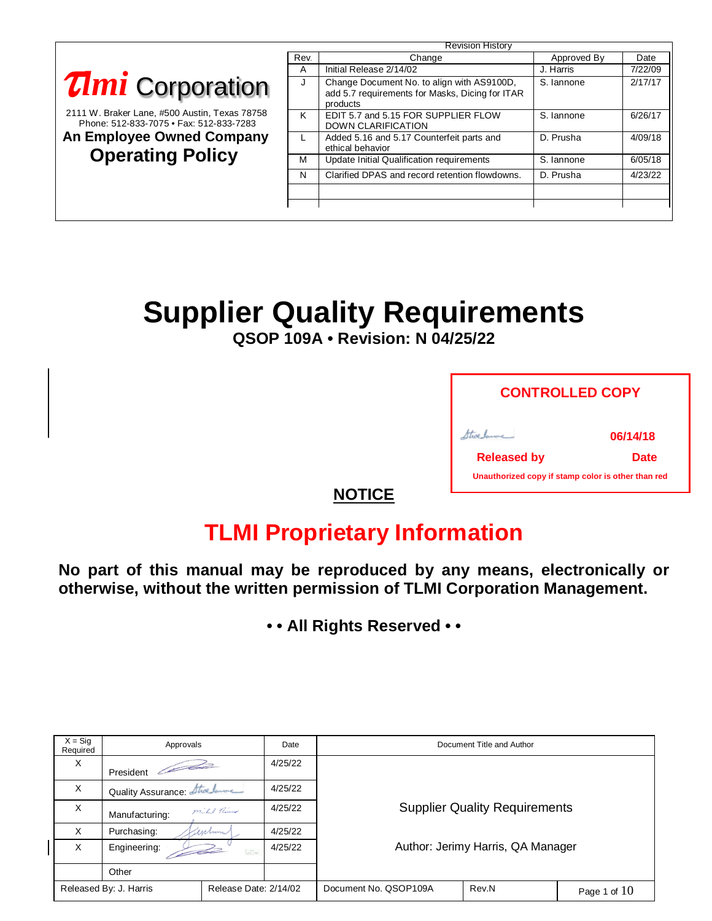**TLmi Corporation**

2111 W. Braker Lane, #500 Austin, Texas 78758
Phone: 512-833-7075 • Fax: 512-833-7283

**An Employee Owned Company**

**Operating Policy**

Revision History

| Rev. | Change | Approved By | Date |
|---|---|---|---|
| A | Initial Release 2/14/02 | J. Harris | 7/22/09 |
| J | Change Document No. to align with AS9100D, add 5.7 requirements for Masks, Dicing for ITAR products | S. Iannone | 2/17/17 |
| K | EDIT 5.7 and 5.15 FOR SUPPLIER FLOW DOWN CLARIFICATION | S. Iannone | 6/26/17 |
| L | Added 5.16 and 5.17 Counterfeit parts and ethical behavior | D. Prusha | 4/09/18 |
| M | Update Initial Qualification requirements | S. Iannone | 6/05/18 |
| N | Clarified DPAS and record retention flowdowns. | D. Prusha | 4/23/22 |
| | | | |
| | | | |

# Supplier Quality Requirements

**QSOP 109A • Revision: N 04/25/22**

**CONTROLLED COPY**

06/14/18

**Released by** **Date**

**Unauthorized copy if stamp color is other than red**

## NOTICE

## TLMI Proprietary Information

**No part of this manual may be reproduced by any means, electronically or otherwise, without the written permission of TLMI Corporation Management.**

**• • All Rights Reserved • •**

| X = Sig Required | Approvals | Date | Document Title and Author |
|---|---|---|---|
| X | President | 4/25/22 | Supplier Quality Requirements |
| X | Quality Assurance: | 4/25/22 | |
| X | Manufacturing: | 4/25/22 | Author: Jerimy Harris, QA Manager |
| X | Purchasing: | 4/25/22 | |
| X | Engineering: | 4/25/22 | |
| | Other | | |

| Released By: J. Harris | Release Date: 2/14/02 | Document No. QSOP109A | Rev.N |
|---|---|---|---|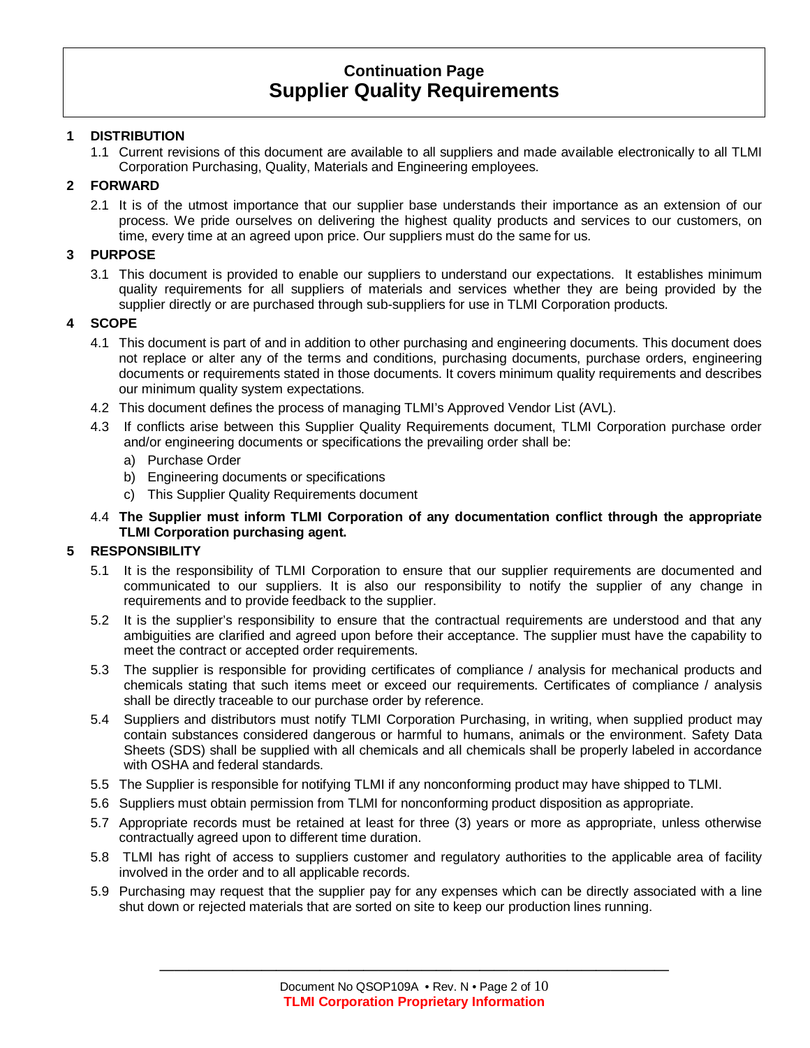# Continuation Page
# Supplier Quality Requirements

## 1 DISTRIBUTION

1.1 Current revisions of this document are available to all suppliers and made available electronically to all TLMI Corporation Purchasing, Quality, Materials and Engineering employees.

## 2 FORWARD

2.1 It is of the utmost importance that our supplier base understands their importance as an extension of our process. We pride ourselves on delivering the highest quality products and services to our customers, on time, every time at an agreed upon price. Our suppliers must do the same for us.

## 3 PURPOSE

3.1 This document is provided to enable our suppliers to understand our expectations. It establishes minimum quality requirements for all suppliers of materials and services whether they are being provided by the supplier directly or are purchased through sub-suppliers for use in TLMI Corporation products.

## 4 SCOPE

4.1 This document is part of and in addition to other purchasing and engineering documents. This document does not replace or alter any of the terms and conditions, purchasing documents, purchase orders, engineering documents or requirements stated in those documents. It covers minimum quality requirements and describes our minimum quality system expectations.

4.2 This document defines the process of managing TLMI's Approved Vendor List (AVL).

4.3 If conflicts arise between this Supplier Quality Requirements document, TLMI Corporation purchase order and/or engineering documents or specifications the prevailing order shall be:

a) Purchase Order
b) Engineering documents or specifications
c) This Supplier Quality Requirements document

4.4 **The Supplier must inform TLMI Corporation of any documentation conflict through the appropriate TLMI Corporation purchasing agent.**

## 5 RESPONSIBILITY

5.1 It is the responsibility of TLMI Corporation to ensure that our supplier requirements are documented and communicated to our suppliers. It is also our responsibility to notify the supplier of any change in requirements and to provide feedback to the supplier.

5.2 It is the supplier's responsibility to ensure that the contractual requirements are understood and that any ambiguities are clarified and agreed upon before their acceptance. The supplier must have the capability to meet the contract or accepted order requirements.

5.3 The supplier is responsible for providing certificates of compliance / analysis for mechanical products and chemicals stating that such items meet or exceed our requirements. Certificates of compliance / analysis shall be directly traceable to our purchase order by reference.

5.4 Suppliers and distributors must notify TLMI Corporation Purchasing, in writing, when supplied product may contain substances considered dangerous or harmful to humans, animals or the environment. Safety Data Sheets (SDS) shall be supplied with all chemicals and all chemicals shall be properly labeled in accordance with OSHA and federal standards.

5.5 The Supplier is responsible for notifying TLMI if any nonconforming product may have shipped to TLMI.

5.6 Suppliers must obtain permission from TLMI for nonconforming product disposition as appropriate.

5.7 Appropriate records must be retained at least for three (3) years or more as appropriate, unless otherwise contractually agreed upon to different time duration.

5.8 TLMI has right of access to suppliers customer and regulatory authorities to the applicable area of facility involved in the order and to all applicable records.

5.9 Purchasing may request that the supplier pay for any expenses which can be directly associated with a line shut down or rejected materials that are sorted on site to keep our production lines running.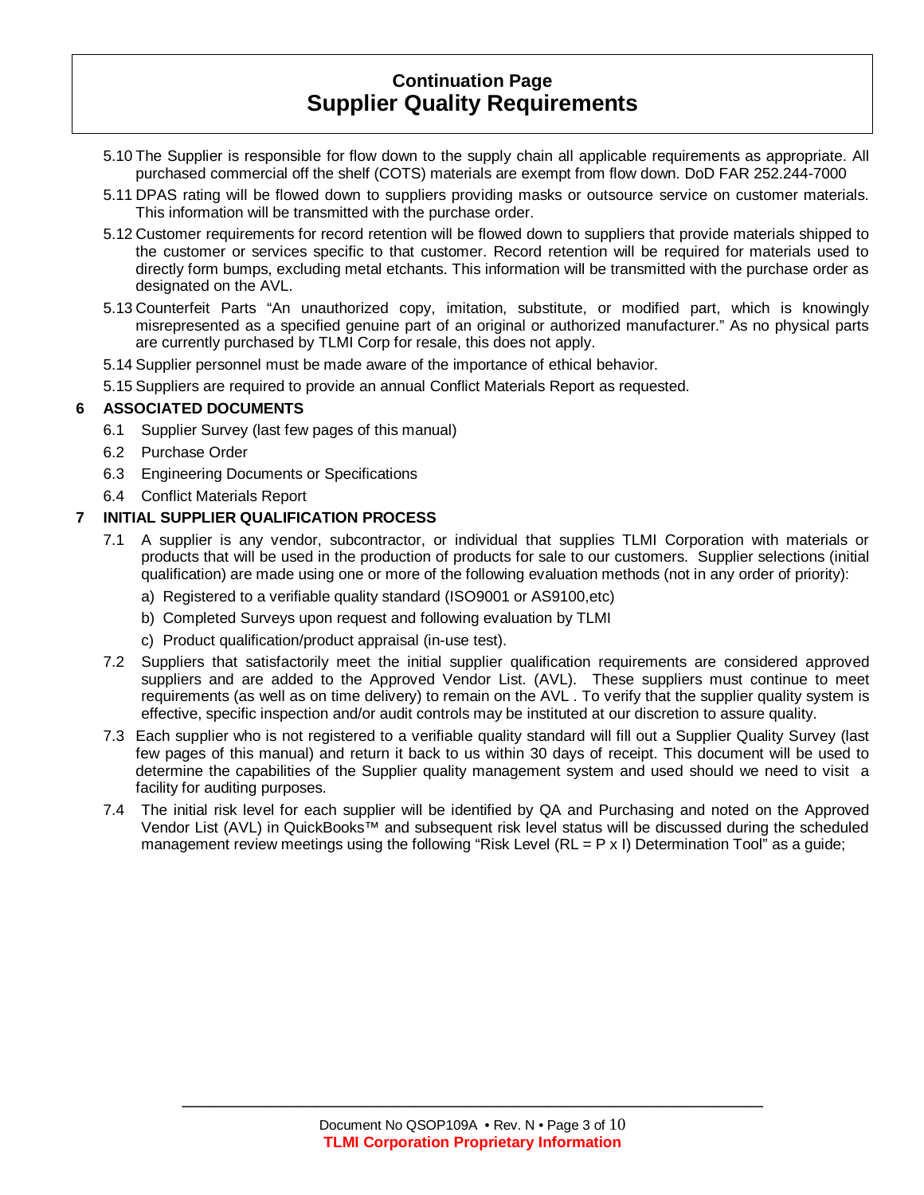## Continuation Page
# Supplier Quality Requirements

5.10 The Supplier is responsible for flow down to the supply chain all applicable requirements as appropriate. All purchased commercial off the shelf (COTS) materials are exempt from flow down. DoD FAR 252.244-7000

5.11 DPAS rating will be flowed down to suppliers providing masks or outsource service on customer materials. This information will be transmitted with the purchase order.

5.12 Customer requirements for record retention will be flowed down to suppliers that provide materials shipped to the customer or services specific to that customer. Record retention will be required for materials used to directly form bumps, excluding metal etchants. This information will be transmitted with the purchase order as designated on the AVL.

5.13 Counterfeit Parts "An unauthorized copy, imitation, substitute, or modified part, which is knowingly misrepresented as a specified genuine part of an original or authorized manufacturer." As no physical parts are currently purchased by TLMI Corp for resale, this does not apply.

5.14 Supplier personnel must be made aware of the importance of ethical behavior.

5.15 Suppliers are required to provide an annual Conflict Materials Report as requested.

## 6 ASSOCIATED DOCUMENTS

6.1 Supplier Survey (last few pages of this manual)

6.2 Purchase Order

6.3 Engineering Documents or Specifications

6.4 Conflict Materials Report

## 7 INITIAL SUPPLIER QUALIFICATION PROCESS

7.1 A supplier is any vendor, subcontractor, or individual that supplies TLMI Corporation with materials or products that will be used in the production of products for sale to our customers. Supplier selections (initial qualification) are made using one or more of the following evaluation methods (not in any order of priority):

a) Registered to a verifiable quality standard (ISO9001 or AS9100,etc)

b) Completed Surveys upon request and following evaluation by TLMI

c) Product qualification/product appraisal (in-use test).

7.2 Suppliers that satisfactorily meet the initial supplier qualification requirements are considered approved suppliers and are added to the Approved Vendor List. (AVL). These suppliers must continue to meet requirements (as well as on time delivery) to remain on the AVL . To verify that the supplier quality system is effective, specific inspection and/or audit controls may be instituted at our discretion to assure quality.

7.3 Each supplier who is not registered to a verifiable quality standard will fill out a Supplier Quality Survey (last few pages of this manual) and return it back to us within 30 days of receipt. This document will be used to determine the capabilities of the Supplier quality management system and used should we need to visit a facility for auditing purposes.

7.4 The initial risk level for each supplier will be identified by QA and Purchasing and noted on the Approved Vendor List (AVL) in QuickBooks™ and subsequent risk level status will be discussed during the scheduled management review meetings using the following "Risk Level (RL = P x I) Determination Tool" as a guide;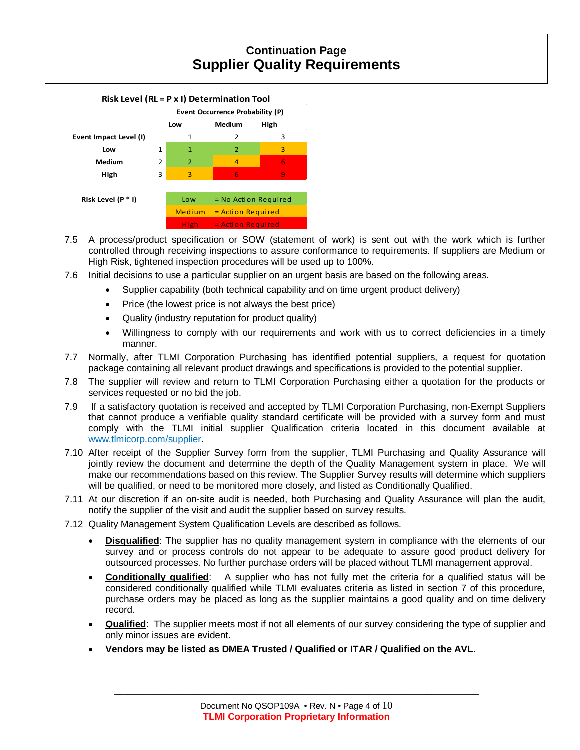# Continuation Page
## Supplier Quality Requirements

**Risk Level (RL = P x I) Determination Tool**

| | | Event Occurrence Probability (P) | | |
|---|---|---|---|---|
| | | Low | Medium | High |
| **Event Impact Level (I)** | | 1 | 2 | 3 |
| **Low** | 1 | 1 | 2 | 3 |
| **Medium** | 2 | 2 | 4 | 6 |
| **High** | 3 | 3 | 6 | 9 |

| **Risk Level (P * I)** | | |
|---|---|---|
| | Low | = No Action Required |
| | Medium | = Action Required |
| | High | = Action Required |

7.5 A process/product specification or SOW (statement of work) is sent out with the work which is further controlled through receiving inspections to assure conformance to requirements. If suppliers are Medium or High Risk, tightened inspection procedures will be used up to 100%.

7.6 Initial decisions to use a particular supplier on an urgent basis are based on the following areas.

- Supplier capability (both technical capability and on time urgent product delivery)
- Price (the lowest price is not always the best price)
- Quality (industry reputation for product quality)
- Willingness to comply with our requirements and work with us to correct deficiencies in a timely manner.

7.7 Normally, after TLMI Corporation Purchasing has identified potential suppliers, a request for quotation package containing all relevant product drawings and specifications is provided to the potential supplier.

7.8 The supplier will review and return to TLMI Corporation Purchasing either a quotation for the products or services requested or no bid the job.

7.9 If a satisfactory quotation is received and accepted by TLMI Corporation Purchasing, non-Exempt Suppliers that cannot produce a verifiable quality standard certificate will be provided with a survey form and must comply with the TLMI initial supplier Qualification criteria located in this document available at www.tlmicorp.com/supplier.

7.10 After receipt of the Supplier Survey form from the supplier, TLMI Purchasing and Quality Assurance will jointly review the document and determine the depth of the Quality Management system in place. We will make our recommendations based on this review. The Supplier Survey results will determine which suppliers will be qualified, or need to be monitored more closely, and listed as Conditionally Qualified.

7.11 At our discretion if an on-site audit is needed, both Purchasing and Quality Assurance will plan the audit, notify the supplier of the visit and audit the supplier based on survey results.

7.12 Quality Management System Qualification Levels are described as follows.

- **Disqualified**: The supplier has no quality management system in compliance with the elements of our survey and or process controls do not appear to be adequate to assure good product delivery for outsourced processes. No further purchase orders will be placed without TLMI management approval.
- **Conditionally qualified**: A supplier who has not fully met the criteria for a qualified status will be considered conditionally qualified while TLMI evaluates criteria as listed in section 7 of this procedure, purchase orders may be placed as long as the supplier maintains a good quality and on time delivery record.
- **Qualified**: The supplier meets most if not all elements of our survey considering the type of supplier and only minor issues are evident.
- **Vendors may be listed as DMEA Trusted / Qualified or ITAR / Qualified on the AVL.**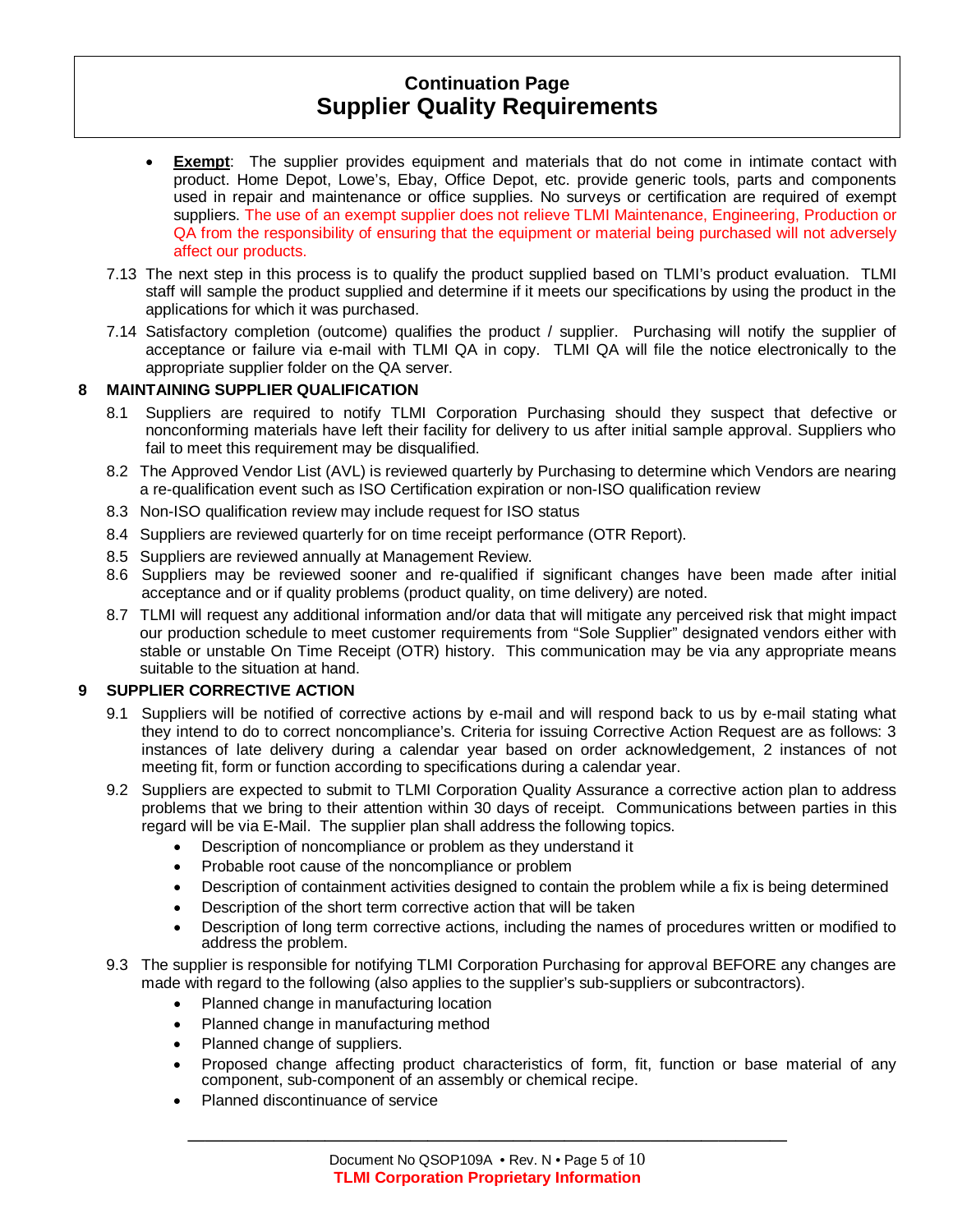- **Exempt**: The supplier provides equipment and materials that do not come in intimate contact with product. Home Depot, Lowe's, Ebay, Office Depot, etc. provide generic tools, parts and components used in repair and maintenance or office supplies. No surveys or certification are required of exempt suppliers. The use of an exempt supplier does not relieve TLMI Maintenance, Engineering, Production or QA from the responsibility of ensuring that the equipment or material being purchased will not adversely affect our products.

7.13 The next step in this process is to qualify the product supplied based on TLMI's product evaluation. TLMI staff will sample the product supplied and determine if it meets our specifications by using the product in the applications for which it was purchased.

7.14 Satisfactory completion (outcome) qualifies the product / supplier. Purchasing will notify the supplier of acceptance or failure via e-mail with TLMI QA in copy. TLMI QA will file the notice electronically to the appropriate supplier folder on the QA server.

## 8 MAINTAINING SUPPLIER QUALIFICATION

8.1 Suppliers are required to notify TLMI Corporation Purchasing should they suspect that defective or nonconforming materials have left their facility for delivery to us after initial sample approval. Suppliers who fail to meet this requirement may be disqualified.

8.2 The Approved Vendor List (AVL) is reviewed quarterly by Purchasing to determine which Vendors are nearing a re-qualification event such as ISO Certification expiration or non-ISO qualification review

8.3 Non-ISO qualification review may include request for ISO status

8.4 Suppliers are reviewed quarterly for on time receipt performance (OTR Report).

8.5 Suppliers are reviewed annually at Management Review.

8.6 Suppliers may be reviewed sooner and re-qualified if significant changes have been made after initial acceptance and or if quality problems (product quality, on time delivery) are noted.

8.7 TLMI will request any additional information and/or data that will mitigate any perceived risk that might impact our production schedule to meet customer requirements from "Sole Supplier" designated vendors either with stable or unstable On Time Receipt (OTR) history. This communication may be via any appropriate means suitable to the situation at hand.

## 9 SUPPLIER CORRECTIVE ACTION

9.1 Suppliers will be notified of corrective actions by e-mail and will respond back to us by e-mail stating what they intend to do to correct noncompliance's. Criteria for issuing Corrective Action Request are as follows: 3 instances of late delivery during a calendar year based on order acknowledgement, 2 instances of not meeting fit, form or function according to specifications during a calendar year.

9.2 Suppliers are expected to submit to TLMI Corporation Quality Assurance a corrective action plan to address problems that we bring to their attention within 30 days of receipt. Communications between parties in this regard will be via E-Mail. The supplier plan shall address the following topics.

- Description of noncompliance or problem as they understand it
- Probable root cause of the noncompliance or problem
- Description of containment activities designed to contain the problem while a fix is being determined
- Description of the short term corrective action that will be taken
- Description of long term corrective actions, including the names of procedures written or modified to address the problem.

9.3 The supplier is responsible for notifying TLMI Corporation Purchasing for approval BEFORE any changes are made with regard to the following (also applies to the supplier's sub-suppliers or subcontractors).

- Planned change in manufacturing location
- Planned change in manufacturing method
- Planned change of suppliers.
- Proposed change affecting product characteristics of form, fit, function or base material of any component, sub-component of an assembly or chemical recipe.
- Planned discontinuance of service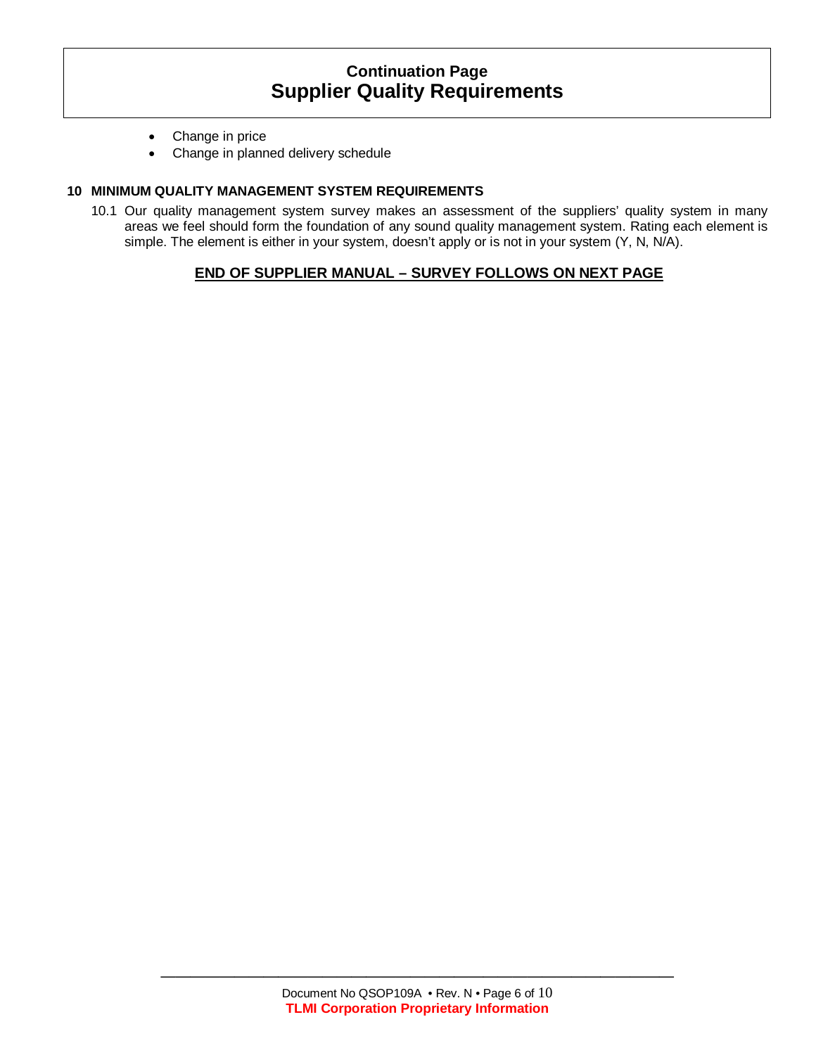- Change in price
- Change in planned delivery schedule

## 10 MINIMUM QUALITY MANAGEMENT SYSTEM REQUIREMENTS

10.1 Our quality management system survey makes an assessment of the suppliers' quality system in many areas we feel should form the foundation of any sound quality management system. Rating each element is simple. The element is either in your system, doesn't apply or is not in your system (Y, N, N/A).

**END OF SUPPLIER MANUAL – SURVEY FOLLOWS ON NEXT PAGE**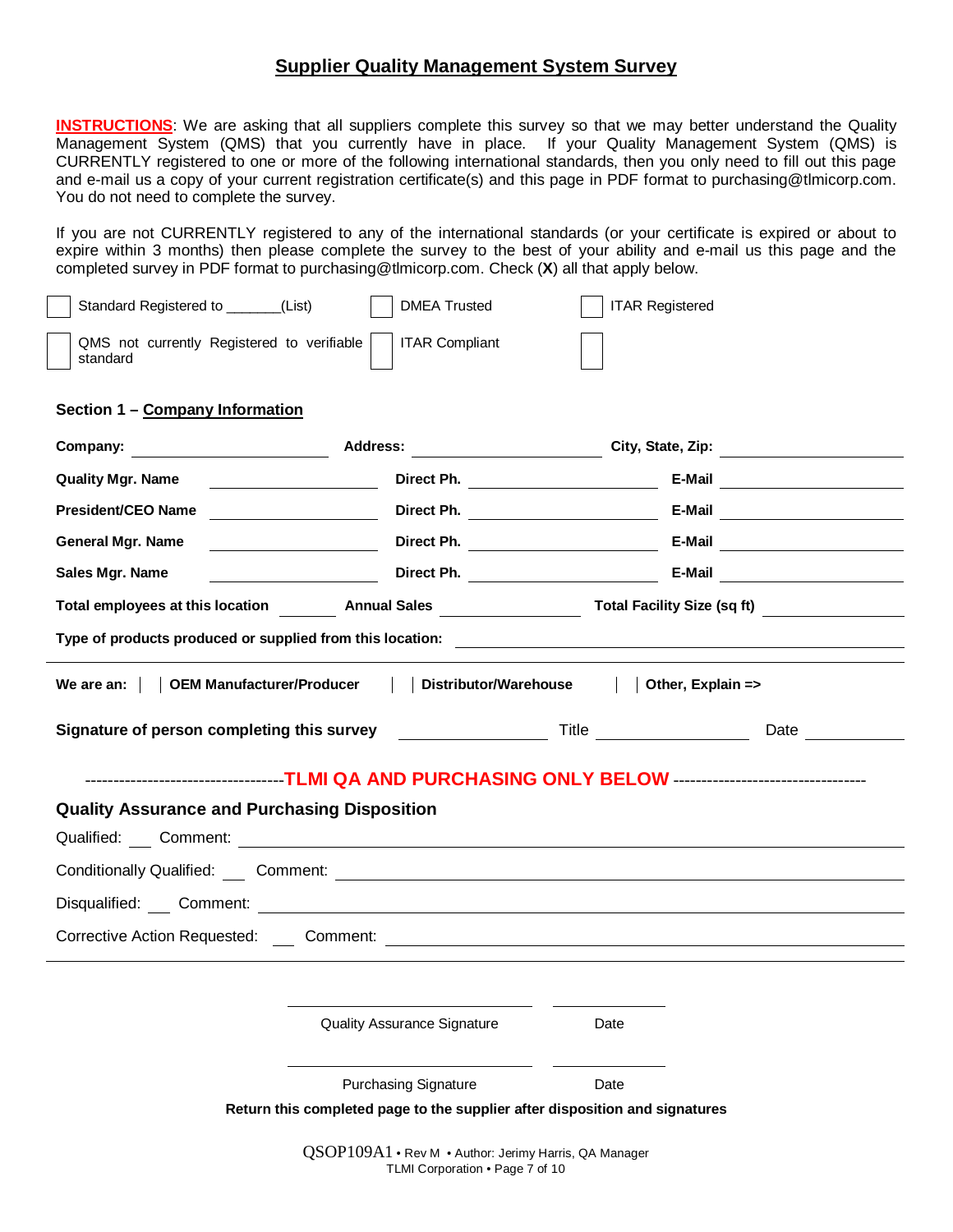# Supplier Quality Management System Survey

**INSTRUCTIONS**: We are asking that all suppliers complete this survey so that we may better understand the Quality Management System (QMS) that you currently have in place. If your Quality Management System (QMS) is CURRENTLY registered to one or more of the following international standards, then you only need to fill out this page and e-mail us a copy of your current registration certificate(s) and this page in PDF format to purchasing@tlmicorp.com. You do not need to complete the survey.

If you are not CURRENTLY registered to any of the international standards (or your certificate is expired or about to expire within 3 months) then please complete the survey to the best of your ability and e-mail us this page and the completed survey in PDF format to purchasing@tlmicorp.com. Check (**X**) all that apply below.

| | | | | | |
|---|---|---|---|---|---|
| ☐ | Standard Registered to _______(List) | ☐ | DMEA Trusted | ☐ | ITAR Registered |
| ☐ | QMS not currently Registered to verifiable standard | ☐ | ITAR Compliant | ☐ | |

## Section 1 – Company Information

**Company:** ______________ **Address:** ______________ **City, State, Zip:** ______________

**Quality Mgr. Name** ______________ **Direct Ph.** ______________ **E-Mail** ______________

**President/CEO Name** ______________ **Direct Ph.** ______________ **E-Mail** ______________

**General Mgr. Name** ______________ **Direct Ph.** ______________ **E-Mail** ______________

**Sales Mgr. Name** ______________ **Direct Ph.** ______________ **E-Mail** ______________

**Total employees at this location** ________ **Annual Sales** ______________ **Total Facility Size (sq ft)** ______________

**Type of products produced or supplied from this location:** ______________

**We are an:** ☐ **OEM Manufacturer/Producer** ☐ **Distributor/Warehouse** ☐ **Other, Explain =>**

**Signature of person completing this survey** ______________ Title ______________ Date ______________

-----------------------------------**TLMI QA AND PURCHASING ONLY BELOW**-----------------------------------

### Quality Assurance and Purchasing Disposition

Qualified: ___ Comment: ______________

Conditionally Qualified: ___ Comment: ______________

Disqualified: ___ Comment: ______________

Corrective Action Requested: ___ Comment: ______________

______________ ______________
Quality Assurance Signature Date

______________ ______________
Purchasing Signature Date

**Return this completed page to the supplier after disposition and signatures**

QSOP109A1 • Rev M • Author: Jerimy Harris, QA Manager
TLMI Corporation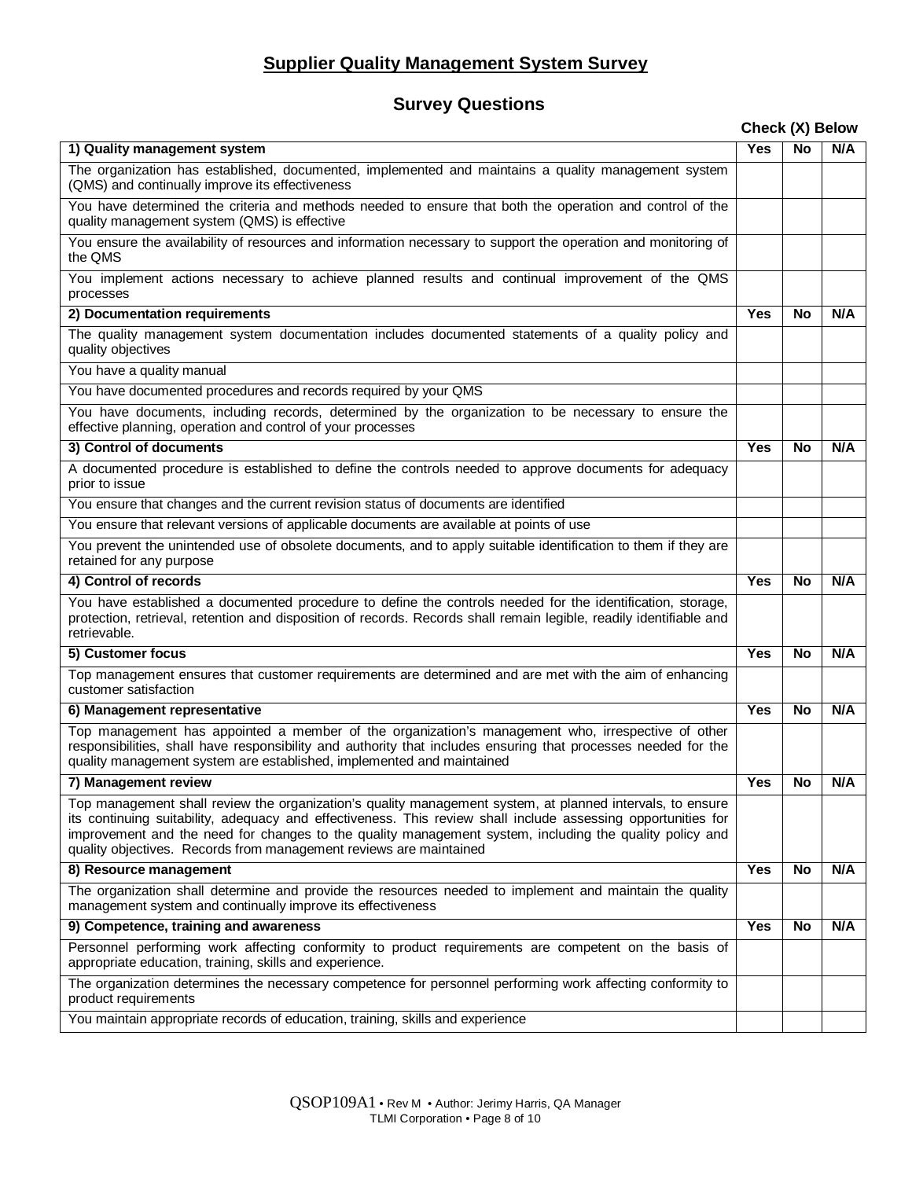## Supplier Quality Management System Survey

### Survey Questions

**Check (X) Below**

| 1) Quality management system | Yes | No | N/A |
|---|---|---|---|
| The organization has established, documented, implemented and maintains a quality management system (QMS) and continually improve its effectiveness | | | |
| You have determined the criteria and methods needed to ensure that both the operation and control of the quality management system (QMS) is effective | | | |
| You ensure the availability of resources and information necessary to support the operation and monitoring of the QMS | | | |
| You implement actions necessary to achieve planned results and continual improvement of the QMS processes | | | |
| **2) Documentation requirements** | **Yes** | **No** | **N/A** |
| The quality management system documentation includes documented statements of a quality policy and quality objectives | | | |
| You have a quality manual | | | |
| You have documented procedures and records required by your QMS | | | |
| You have documents, including records, determined by the organization to be necessary to ensure the effective planning, operation and control of your processes | | | |
| **3) Control of documents** | **Yes** | **No** | **N/A** |
| A documented procedure is established to define the controls needed to approve documents for adequacy prior to issue | | | |
| You ensure that changes and the current revision status of documents are identified | | | |
| You ensure that relevant versions of applicable documents are available at points of use | | | |
| You prevent the unintended use of obsolete documents, and to apply suitable identification to them if they are retained for any purpose | | | |
| **4) Control of records** | **Yes** | **No** | **N/A** |
| You have established a documented procedure to define the controls needed for the identification, storage, protection, retrieval, retention and disposition of records. Records shall remain legible, readily identifiable and retrievable. | | | |
| **5) Customer focus** | **Yes** | **No** | **N/A** |
| Top management ensures that customer requirements are determined and are met with the aim of enhancing customer satisfaction | | | |
| **6) Management representative** | **Yes** | **No** | **N/A** |
| Top management has appointed a member of the organization's management who, irrespective of other responsibilities, shall have responsibility and authority that includes ensuring that processes needed for the quality management system are established, implemented and maintained | | | |
| **7) Management review** | **Yes** | **No** | **N/A** |
| Top management shall review the organization's quality management system, at planned intervals, to ensure its continuing suitability, adequacy and effectiveness. This review shall include assessing opportunities for improvement and the need for changes to the quality management system, including the quality policy and quality objectives. Records from management reviews are maintained | | | |
| **8) Resource management** | **Yes** | **No** | **N/A** |
| The organization shall determine and provide the resources needed to implement and maintain the quality management system and continually improve its effectiveness | | | |
| **9) Competence, training and awareness** | **Yes** | **No** | **N/A** |
| Personnel performing work affecting conformity to product requirements are competent on the basis of appropriate education, training, skills and experience. | | | |
| The organization determines the necessary competence for personnel performing work affecting conformity to product requirements | | | |
| You maintain appropriate records of education, training, skills and experience | | | |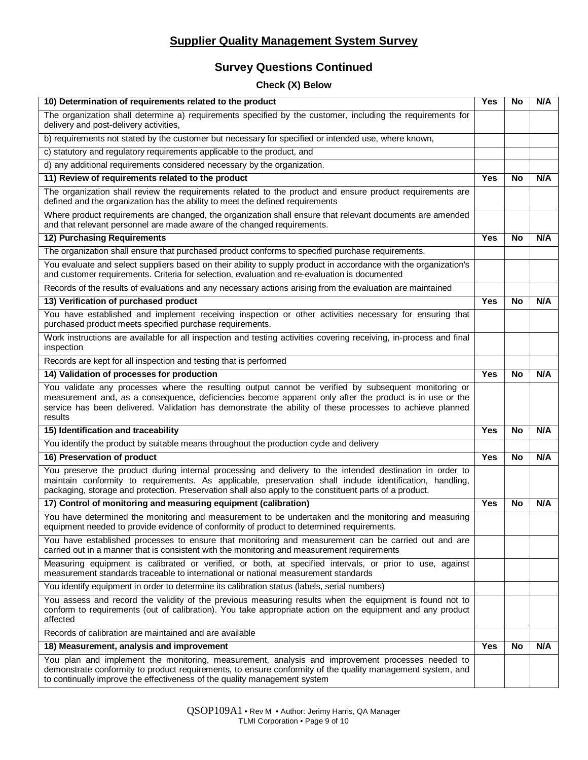# Supplier Quality Management System Survey

## Survey Questions Continued

### Check (X) Below

| **10) Determination of requirements related to the product** | **Yes** | **No** | **N/A** |
|---|---|---|---|
| The organization shall determine a) requirements specified by the customer, including the requirements for delivery and post-delivery activities, | | | |
| b) requirements not stated by the customer but necessary for specified or intended use, where known, | | | |
| c) statutory and regulatory requirements applicable to the product, and | | | |
| d) any additional requirements considered necessary by the organization. | | | |
| **11) Review of requirements related to the product** | **Yes** | **No** | **N/A** |
| The organization shall review the requirements related to the product and ensure product requirements are defined and the organization has the ability to meet the defined requirements | | | |
| Where product requirements are changed, the organization shall ensure that relevant documents are amended and that relevant personnel are made aware of the changed requirements. | | | |
| **12) Purchasing Requirements** | **Yes** | **No** | **N/A** |
| The organization shall ensure that purchased product conforms to specified purchase requirements. | | | |
| You evaluate and select suppliers based on their ability to supply product in accordance with the organization's and customer requirements. Criteria for selection, evaluation and re-evaluation is documented | | | |
| Records of the results of evaluations and any necessary actions arising from the evaluation are maintained | | | |
| **13) Verification of purchased product** | **Yes** | **No** | **N/A** |
| You have established and implement receiving inspection or other activities necessary for ensuring that purchased product meets specified purchase requirements. | | | |
| Work instructions are available for all inspection and testing activities covering receiving, in-process and final inspection | | | |
| Records are kept for all inspection and testing that is performed | | | |
| **14) Validation of processes for production** | **Yes** | **No** | **N/A** |
| You validate any processes where the resulting output cannot be verified by subsequent monitoring or measurement and, as a consequence, deficiencies become apparent only after the product is in use or the service has been delivered. Validation has demonstrate the ability of these processes to achieve planned results | | | |
| **15) Identification and traceability** | **Yes** | **No** | **N/A** |
| You identify the product by suitable means throughout the production cycle and delivery | | | |
| **16) Preservation of product** | **Yes** | **No** | **N/A** |
| You preserve the product during internal processing and delivery to the intended destination in order to maintain conformity to requirements. As applicable, preservation shall include identification, handling, packaging, storage and protection. Preservation shall also apply to the constituent parts of a product. | | | |
| **17) Control of monitoring and measuring equipment (calibration)** | **Yes** | **No** | **N/A** |
| You have determined the monitoring and measurement to be undertaken and the monitoring and measuring equipment needed to provide evidence of conformity of product to determined requirements. | | | |
| You have established processes to ensure that monitoring and measurement can be carried out and are carried out in a manner that is consistent with the monitoring and measurement requirements | | | |
| Measuring equipment is calibrated or verified, or both, at specified intervals, or prior to use, against measurement standards traceable to international or national measurement standards | | | |
| You identify equipment in order to determine its calibration status (labels, serial numbers) | | | |
| You assess and record the validity of the previous measuring results when the equipment is found not to conform to requirements (out of calibration). You take appropriate action on the equipment and any product affected | | | |
| Records of calibration are maintained and are available | | | |
| **18) Measurement, analysis and improvement** | **Yes** | **No** | **N/A** |
| You plan and implement the monitoring, measurement, analysis and improvement processes needed to demonstrate conformity to product requirements, to ensure conformity of the quality management system, and to continually improve the effectiveness of the quality management system | | | |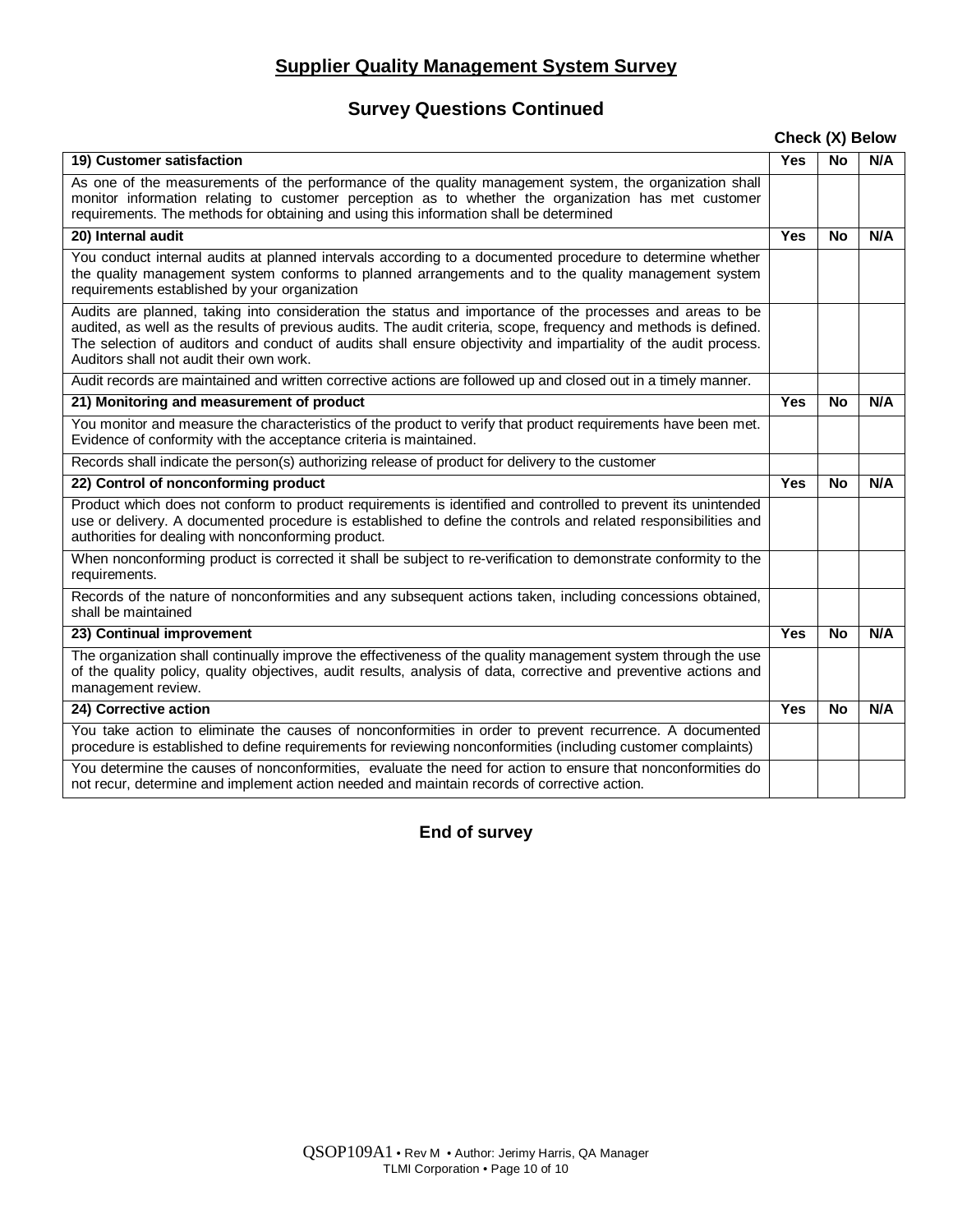# Supplier Quality Management System Survey

## Survey Questions Continued

**Check (X) Below**

| **19) Customer satisfaction** | **Yes** | **No** | **N/A** |
|---|---|---|---|
| As one of the measurements of the performance of the quality management system, the organization shall monitor information relating to customer perception as to whether the organization has met customer requirements. The methods for obtaining and using this information shall be determined | | | |
| **20) Internal audit** | **Yes** | **No** | **N/A** |
| You conduct internal audits at planned intervals according to a documented procedure to determine whether the quality management system conforms to planned arrangements and to the quality management system requirements established by your organization | | | |
| Audits are planned, taking into consideration the status and importance of the processes and areas to be audited, as well as the results of previous audits. The audit criteria, scope, frequency and methods is defined. The selection of auditors and conduct of audits shall ensure objectivity and impartiality of the audit process. Auditors shall not audit their own work. | | | |
| Audit records are maintained and written corrective actions are followed up and closed out in a timely manner. | | | |
| **21) Monitoring and measurement of product** | **Yes** | **No** | **N/A** |
| You monitor and measure the characteristics of the product to verify that product requirements have been met. Evidence of conformity with the acceptance criteria is maintained. | | | |
| Records shall indicate the person(s) authorizing release of product for delivery to the customer | | | |
| **22) Control of nonconforming product** | **Yes** | **No** | **N/A** |
| Product which does not conform to product requirements is identified and controlled to prevent its unintended use or delivery. A documented procedure is established to define the controls and related responsibilities and authorities for dealing with nonconforming product. | | | |
| When nonconforming product is corrected it shall be subject to re-verification to demonstrate conformity to the requirements. | | | |
| Records of the nature of nonconformities and any subsequent actions taken, including concessions obtained, shall be maintained | | | |
| **23) Continual improvement** | **Yes** | **No** | **N/A** |
| The organization shall continually improve the effectiveness of the quality management system through the use of the quality policy, quality objectives, audit results, analysis of data, corrective and preventive actions and management review. | | | |
| **24) Corrective action** | **Yes** | **No** | **N/A** |
| You take action to eliminate the causes of nonconformities in order to prevent recurrence. A documented procedure is established to define requirements for reviewing nonconformities (including customer complaints) | | | |
| You determine the causes of nonconformities, evaluate the need for action to ensure that nonconformities do not recur, determine and implement action needed and maintain records of corrective action. | | | |

**End of survey**